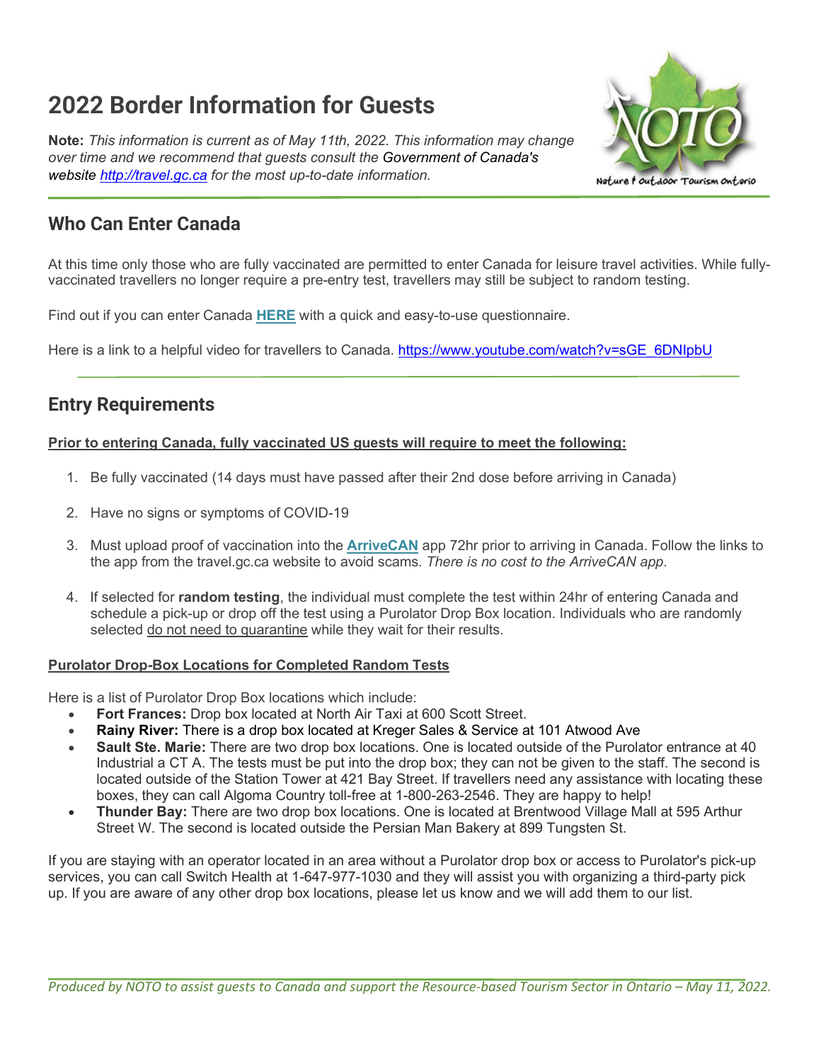# 2022 Border Information for Guests

**Note:** *This information is current as of May 11th, 2022. This information may change over time and we recommend that guests consult the Government of Canada's website http://travel.gc.ca for the most up-to-date information.*

## Who Can Enter Canada

At this time only those who are fully vaccinated are permitted to enter Canada for leisure travel activities. While fully-vaccinated travellers no longer require a pre-entry test, travellers may still be subject to random testing.

Find out if you can enter Canada **HERE** with a quick and easy-to-use questionnaire.

Here is a link to a helpful video for travellers to Canada. https://www.youtube.com/watch?v=sGE_6DNIpbU

## Entry Requirements

**Prior to entering Canada, fully vaccinated US guests will require to meet the following:**

1. Be fully vaccinated (14 days must have passed after their 2nd dose before arriving in Canada)
2. Have no signs or symptoms of COVID-19
3. Must upload proof of vaccination into the **ArriveCAN** app 72hr prior to arriving in Canada. Follow the links to the app from the travel.gc.ca website to avoid scams. *There is no cost to the ArriveCAN app*.
4. If selected for **random testing**, the individual must complete the test within 24hr of entering Canada and schedule a pick-up or drop off the test using a Purolator Drop Box location. Individuals who are randomly selected do not need to quarantine while they wait for their results.

**Purolator Drop-Box Locations for Completed Random Tests**

Here is a list of Purolator Drop Box locations which include:

- **Fort Frances:** Drop box located at North Air Taxi at 600 Scott Street.
- **Rainy River:** There is a drop box located at Kreger Sales & Service at 101 Atwood Ave
- **Sault Ste. Marie:** There are two drop box locations. One is located outside of the Purolator entrance at 40 Industrial a CT A. The tests must be put into the drop box; they can not be given to the staff. The second is located outside of the Station Tower at 421 Bay Street. If travellers need any assistance with locating these boxes, they can call Algoma Country toll-free at 1-800-263-2546. They are happy to help!
- **Thunder Bay:** There are two drop box locations. One is located at Brentwood Village Mall at 595 Arthur Street W. The second is located outside the Persian Man Bakery at 899 Tungsten St.

If you are staying with an operator located in an area without a Purolator drop box or access to Purolator's pick-up services, you can call Switch Health at 1-647-977-1030 and they will assist you with organizing a third-party pick up. If you are aware of any other drop box locations, please let us know and we will add them to our list.

*Produced by NOTO to assist guests to Canada and support the Resource-based Tourism Sector in Ontario – May 11, 2022.*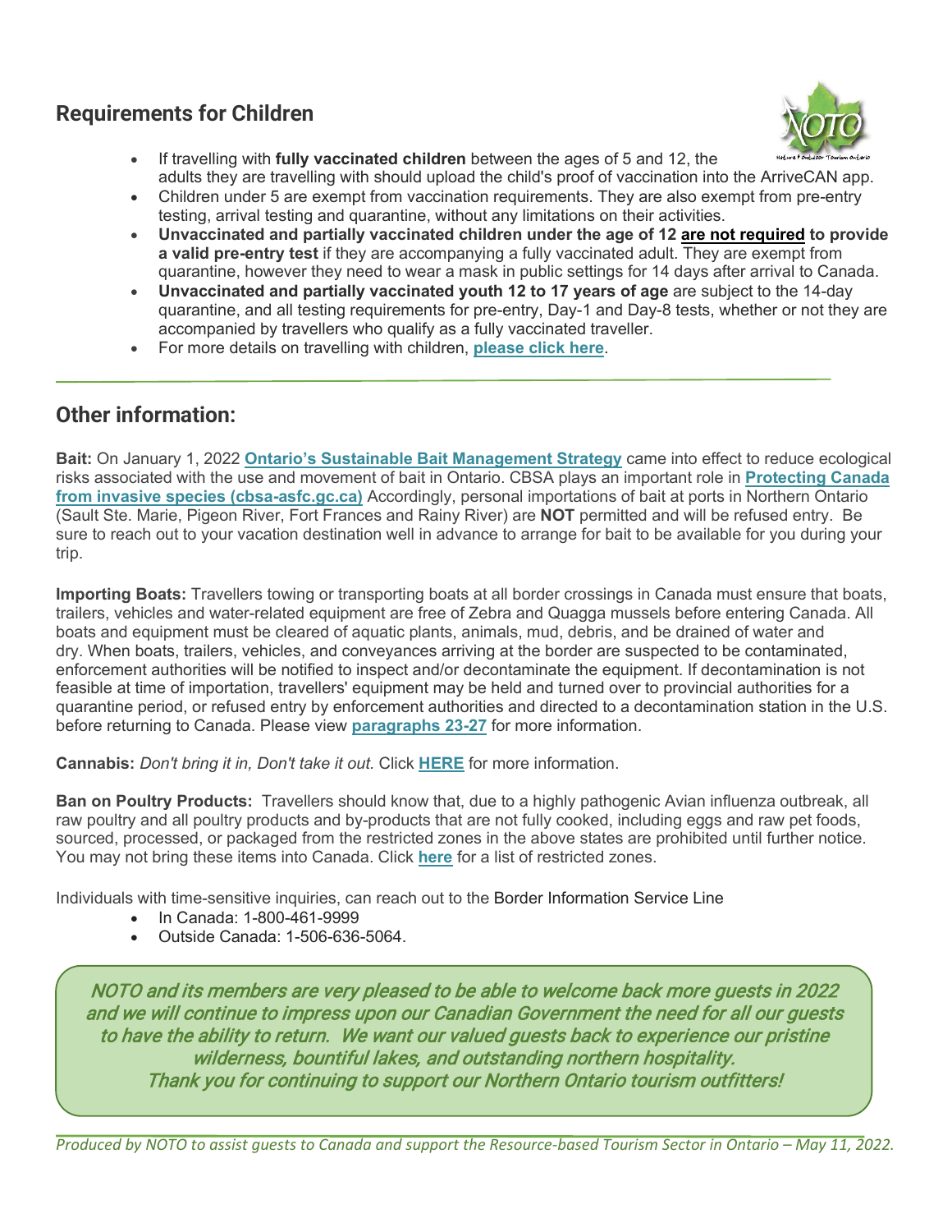## Requirements for Children

- If travelling with **fully vaccinated children** between the ages of 5 and 12, the adults they are travelling with should upload the child's proof of vaccination into the ArriveCAN app.
- Children under 5 are exempt from vaccination requirements. They are also exempt from pre-entry testing, arrival testing and quarantine, without any limitations on their activities.
- **Unvaccinated and partially vaccinated children under the age of 12 are not required to provide a valid pre-entry test** if they are accompanying a fully vaccinated adult. They are exempt from quarantine, however they need to wear a mask in public settings for 14 days after arrival to Canada.
- **Unvaccinated and partially vaccinated youth 12 to 17 years of age** are subject to the 14-day quarantine, and all testing requirements for pre-entry, Day-1 and Day-8 tests, whether or not they are accompanied by travellers who qualify as a fully vaccinated traveller.
- For more details on travelling with children, **please click here**.

## Other information:

**Bait:** On January 1, 2022 **Ontario's Sustainable Bait Management Strategy** came into effect to reduce ecological risks associated with the use and movement of bait in Ontario. CBSA plays an important role in **Protecting Canada from invasive species (cbsa-asfc.gc.ca)** Accordingly, personal importations of bait at ports in Northern Ontario (Sault Ste. Marie, Pigeon River, Fort Frances and Rainy River) are **NOT** permitted and will be refused entry. Be sure to reach out to your vacation destination well in advance to arrange for bait to be available for you during your trip.

**Importing Boats:** Travellers towing or transporting boats at all border crossings in Canada must ensure that boats, trailers, vehicles and water-related equipment are free of Zebra and Quagga mussels before entering Canada. All boats and equipment must be cleared of aquatic plants, animals, mud, debris, and be drained of water and dry. When boats, trailers, vehicles, and conveyances arriving at the border are suspected to be contaminated, enforcement authorities will be notified to inspect and/or decontaminate the equipment. If decontamination is not feasible at time of importation, travellers' equipment may be held and turned over to provincial authorities for a quarantine period, or refused entry by enforcement authorities and directed to a decontamination station in the U.S. before returning to Canada. Please view **paragraphs 23-27** for more information.

**Cannabis:** *Don't bring it in, Don't take it out.* Click **HERE** for more information.

**Ban on Poultry Products:** Travellers should know that, due to a highly pathogenic Avian influenza outbreak, all raw poultry and all poultry products and by-products that are not fully cooked, including eggs and raw pet foods, sourced, processed, or packaged from the restricted zones in the above states are prohibited until further notice. You may not bring these items into Canada. Click **here** for a list of restricted zones.

Individuals with time-sensitive inquiries, can reach out to the Border Information Service Line

- In Canada: 1-800-461-9999
- Outside Canada: 1-506-636-5064.

*NOTO and its members are very pleased to be able to welcome back more guests in 2022 and we will continue to impress upon our Canadian Government the need for all our guests to have the ability to return. We want our valued guests back to experience our pristine wilderness, bountiful lakes, and outstanding northern hospitality.*
*Thank you for continuing to support our Northern Ontario tourism outfitters!*

*Produced by NOTO to assist guests to Canada and support the Resource-based Tourism Sector in Ontario – May 11, 2022.*